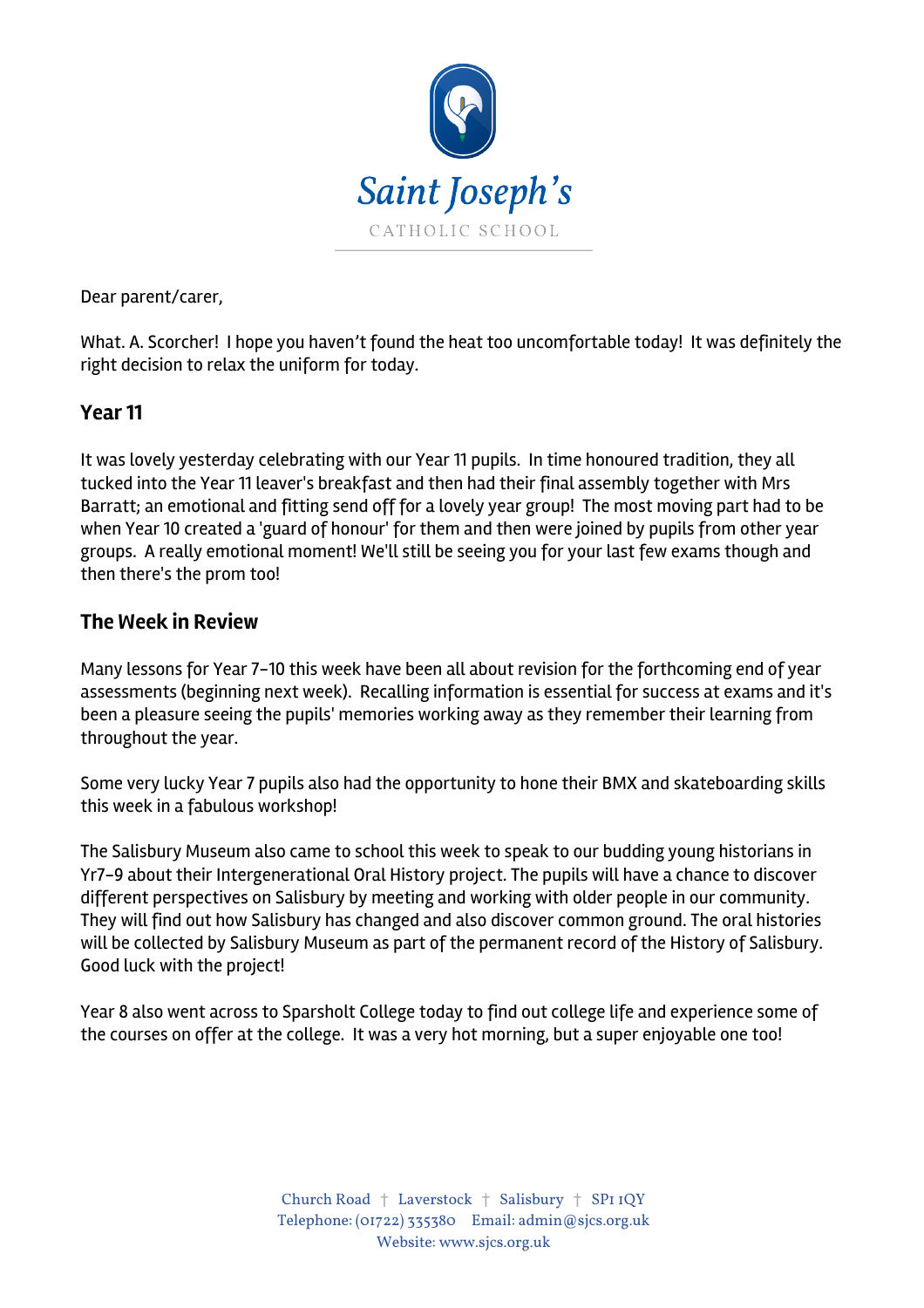Saint Joseph's

CATHOLIC SCHOOL

Dear parent/carer,

What. A. Scorcher! I hope you haven't found the heat too uncomfortable today! It was definitely the right decision to relax the uniform for today.

## Year 11

It was lovely yesterday celebrating with our Year 11 pupils. In time honoured tradition, they all tucked into the Year 11 leaver's breakfast and then had their final assembly together with Mrs Barratt; an emotional and fitting send off for a lovely year group! The most moving part had to be when Year 10 created a 'guard of honour' for them and then were joined by pupils from other year groups. A really emotional moment! We'll still be seeing you for your last few exams though and then there's the prom too!

## The Week in Review

Many lessons for Year 7-10 this week have been all about revision for the forthcoming end of year assessments (beginning next week). Recalling information is essential for success at exams and it's been a pleasure seeing the pupils' memories working away as they remember their learning from throughout the year.

Some very lucky Year 7 pupils also had the opportunity to hone their BMX and skateboarding skills this week in a fabulous workshop!

The Salisbury Museum also came to school this week to speak to our budding young historians in Yr7-9 about their Intergenerational Oral History project. The pupils will have a chance to discover different perspectives on Salisbury by meeting and working with older people in our community. They will find out how Salisbury has changed and also discover common ground. The oral histories will be collected by Salisbury Museum as part of the permanent record of the History of Salisbury. Good luck with the project!

Year 8 also went across to Sparsholt College today to find out college life and experience some of the courses on offer at the college. It was a very hot morning, but a super enjoyable one too!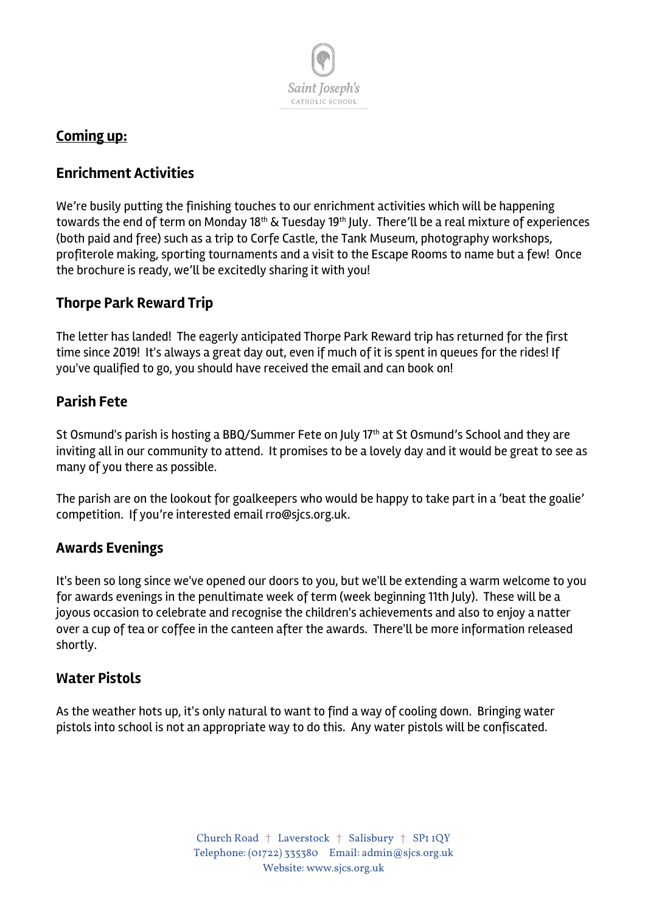## Coming up:

### Enrichment Activities

We're busily putting the finishing touches to our enrichment activities which will be happening towards the end of term on Monday 18th & Tuesday 19th July. There'll be a real mixture of experiences (both paid and free) such as a trip to Corfe Castle, the Tank Museum, photography workshops, profiterole making, sporting tournaments and a visit to the Escape Rooms to name but a few! Once the brochure is ready, we'll be excitedly sharing it with you!

### Thorpe Park Reward Trip

The letter has landed! The eagerly anticipated Thorpe Park Reward trip has returned for the first time since 2019! It's always a great day out, even if much of it is spent in queues for the rides! If you've qualified to go, you should have received the email and can book on!

### Parish Fete

St Osmund's parish is hosting a BBQ/Summer Fete on July 17th at St Osmund's School and they are inviting all in our community to attend. It promises to be a lovely day and it would be great to see as many of you there as possible.

The parish are on the lookout for goalkeepers who would be happy to take part in a 'beat the goalie' competition. If you're interested email rro@sjcs.org.uk.

### Awards Evenings

It's been so long since we've opened our doors to you, but we'll be extending a warm welcome to you for awards evenings in the penultimate week of term (week beginning 11th July). These will be a joyous occasion to celebrate and recognise the children's achievements and also to enjoy a natter over a cup of tea or coffee in the canteen after the awards. There'll be more information released shortly.

### Water Pistols

As the weather hots up, it's only natural to want to find a way of cooling down. Bringing water pistols into school is not an appropriate way to do this. Any water pistols will be confiscated.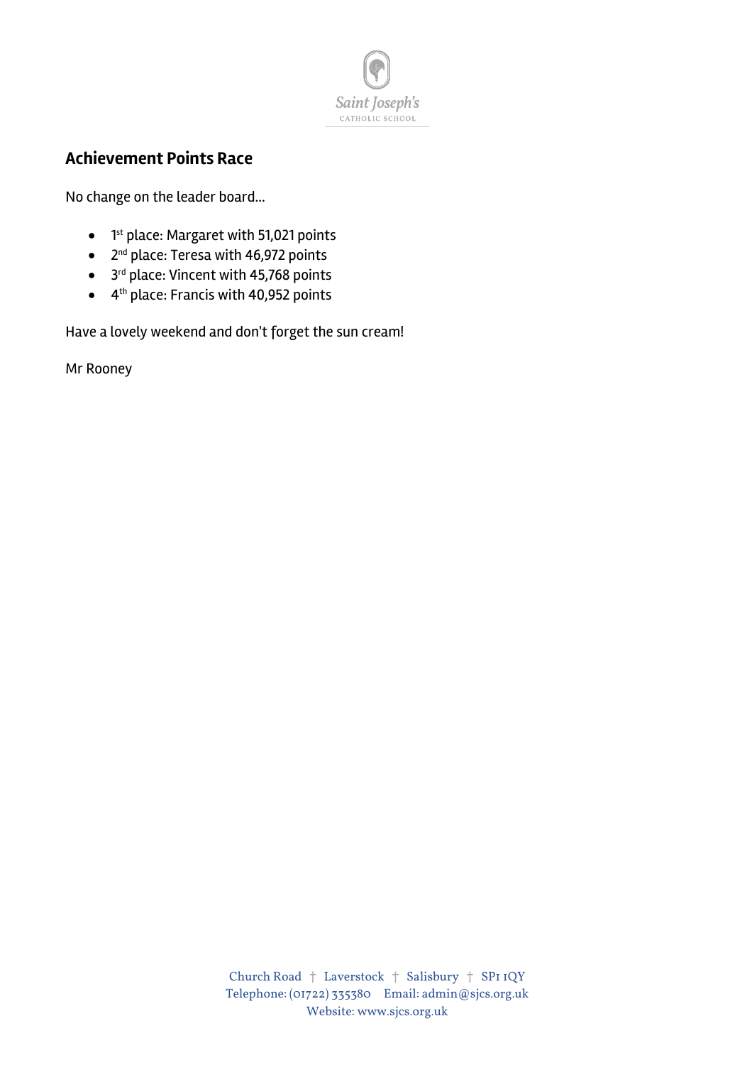## Achievement Points Race

No change on the leader board…

- 1st place: Margaret with 51,021 points
- 2nd place: Teresa with 46,972 points
- 3rd place: Vincent with 45,768 points
- 4th place: Francis with 40,952 points

Have a lovely weekend and don't forget the sun cream!

Mr Rooney